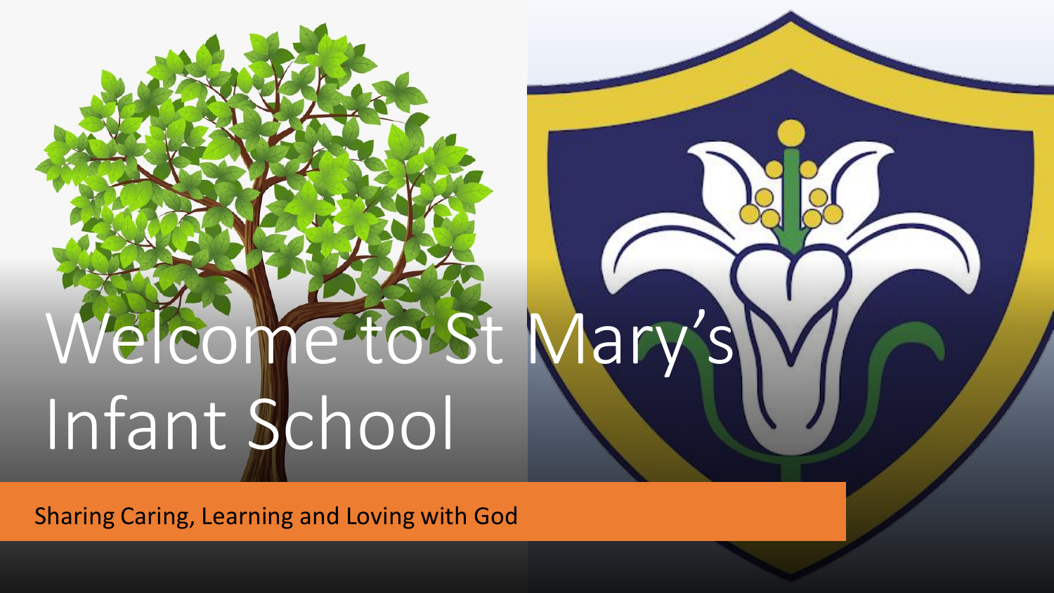# Welcome to St Mary's Infant School

Sharing Caring, Learning and Loving with God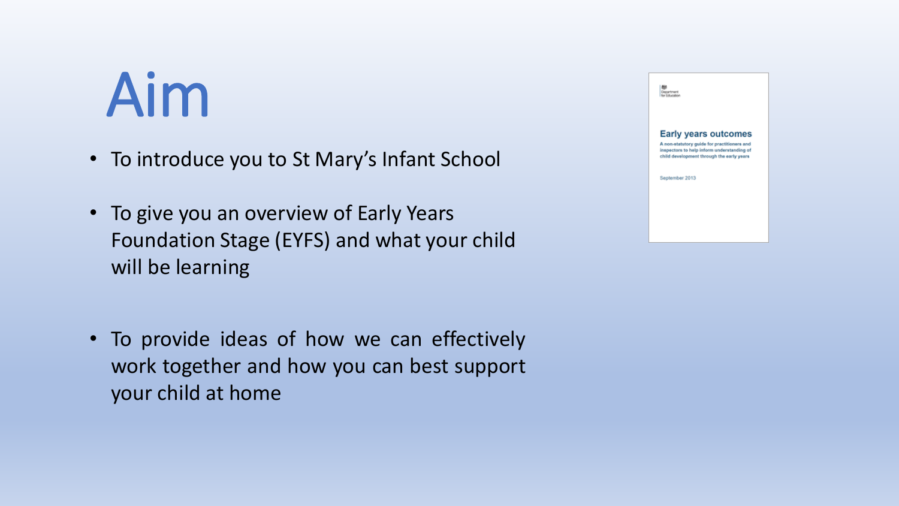# Aim

- To introduce you to St Mary's Infant School
- To give you an overview of Early Years Foundation Stage (EYFS) and what your child will be learning
- To provide ideas of how we can effectively work together and how you can best support your child at home

Department for Education

**Early years outcomes**

A non-statutory guide for practitioners and inspectors to help inform understanding of child development through the early years

September 2013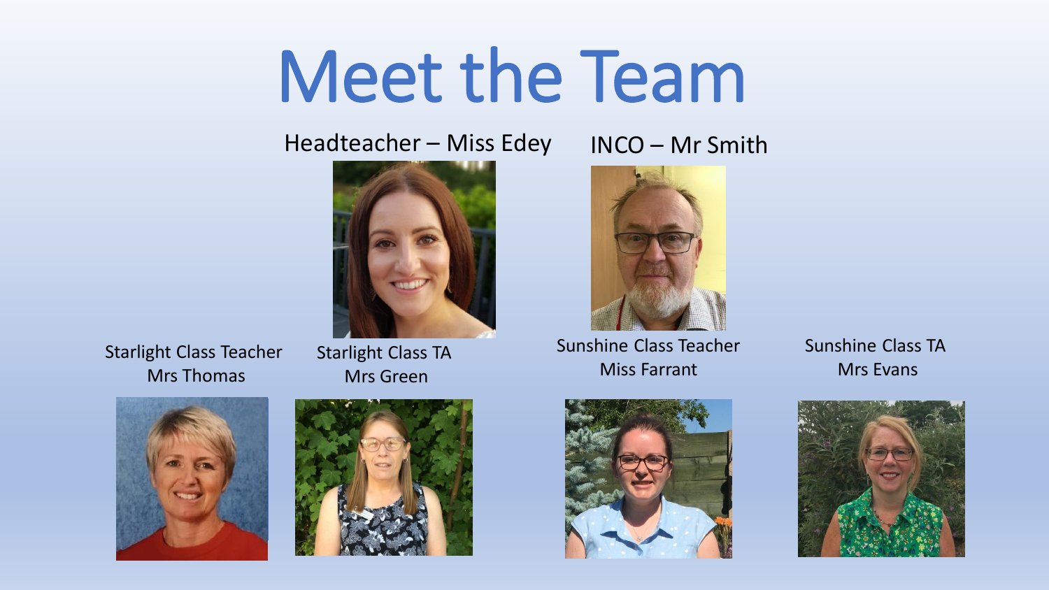# Meet the Team

Headteacher – Miss Edey

INCO – Mr Smith

Starlight Class Teacher
Mrs Thomas

Starlight Class TA
Mrs Green

Sunshine Class Teacher
Miss Farrant

Sunshine Class TA
Mrs Evans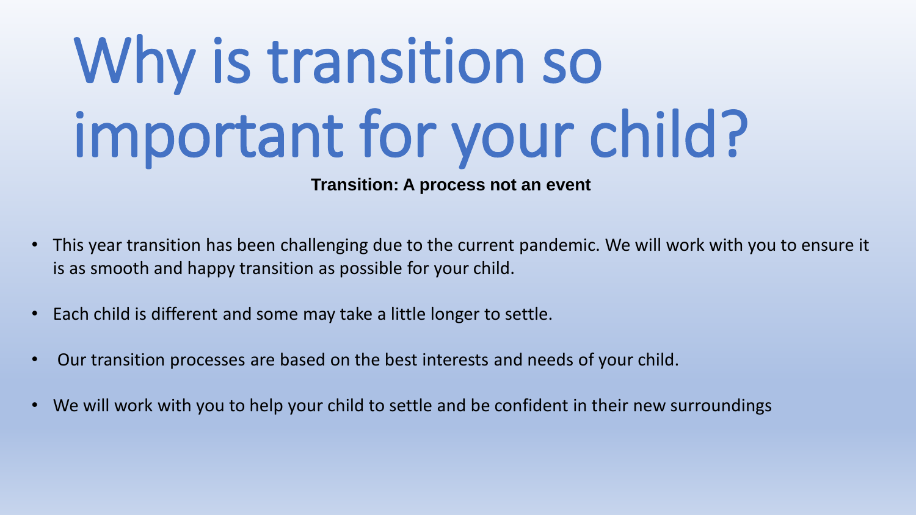# Why is transition so important for your child?

**Transition: A process not an event**

- This year transition has been challenging due to the current pandemic. We will work with you to ensure it is as smooth and happy transition as possible for your child.
- Each child is different and some may take a little longer to settle.
- Our transition processes are based on the best interests and needs of your child.
- We will work with you to help your child to settle and be confident in their new surroundings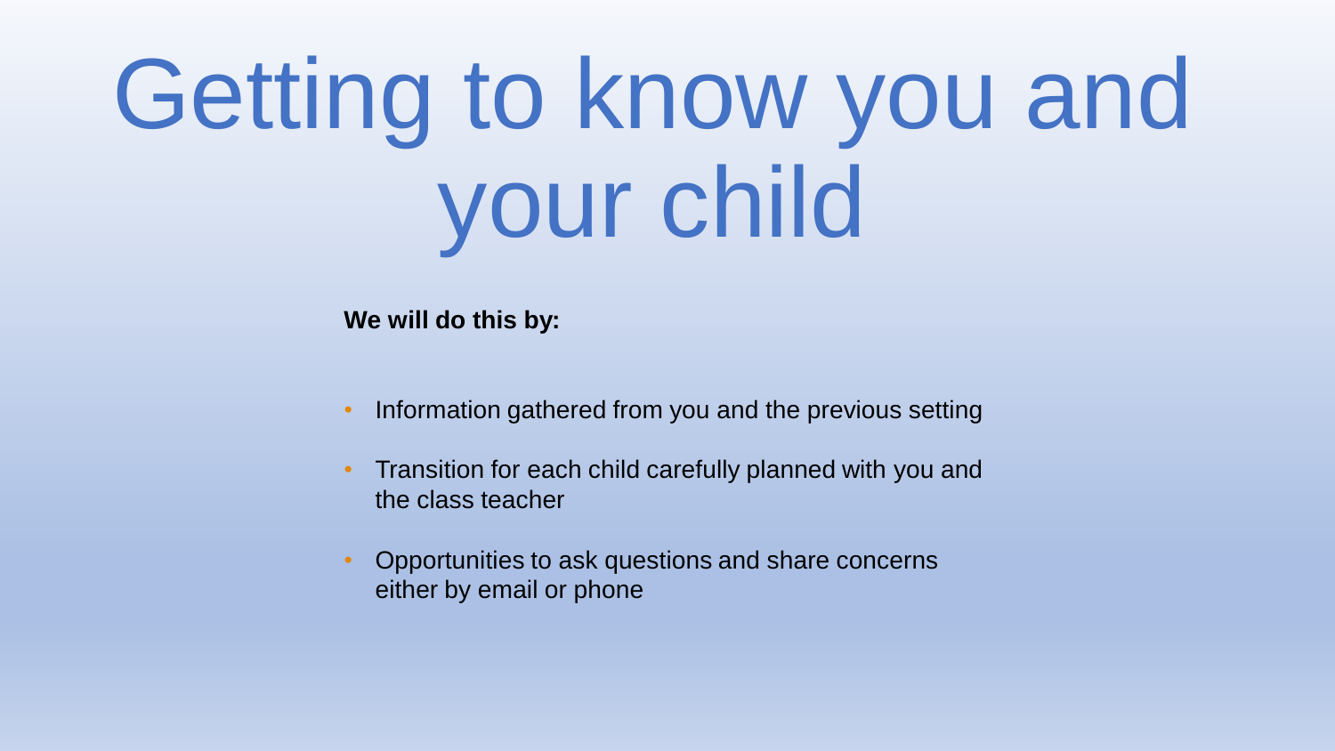# Getting to know you and your child

**We will do this by:**

- Information gathered from you and the previous setting
- Transition for each child carefully planned with you and the class teacher
- Opportunities to ask questions and share concerns either by email or phone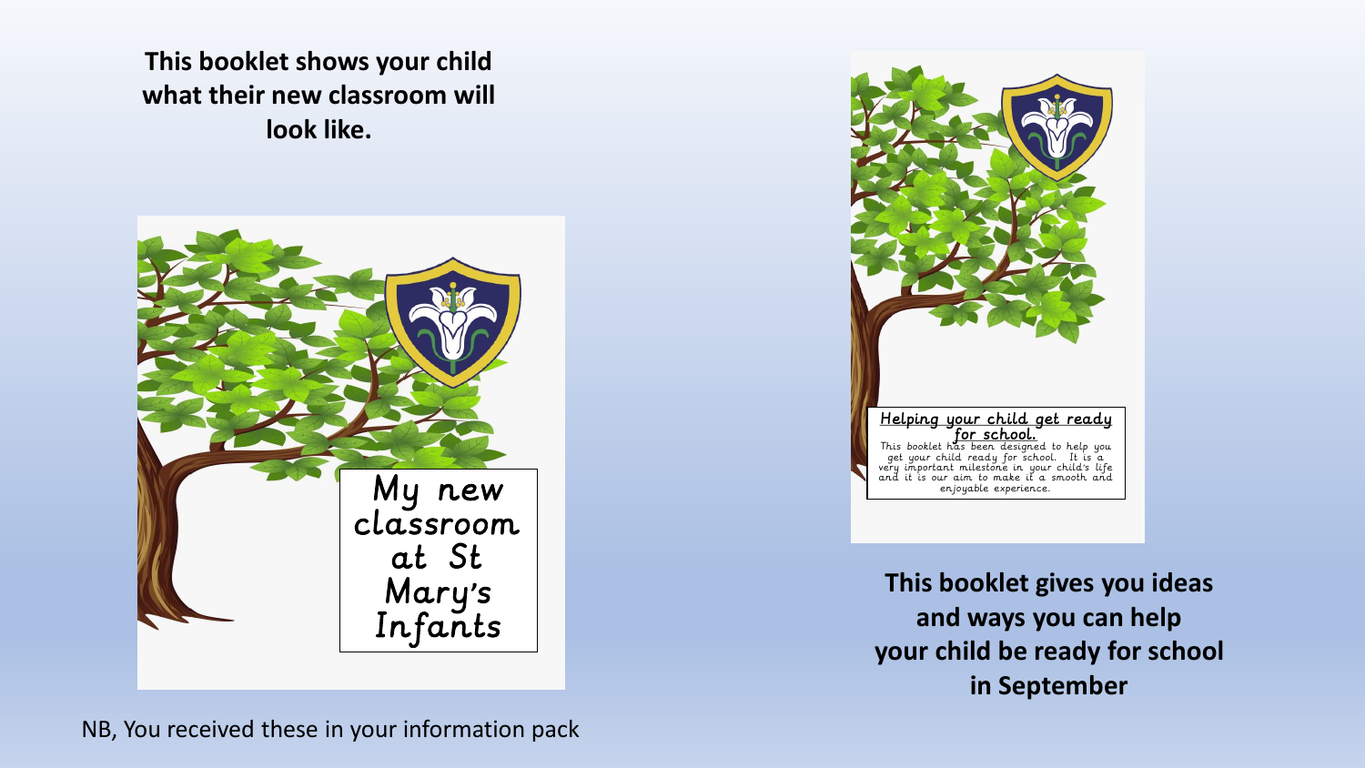**This booklet shows your child what their new classroom will look like.**

My new classroom at St Mary's Infants

Helping your child get ready for school.

This booklet has been designed to help you get your child ready for school. It is a very important milestone in your child's life and it is our aim to make it a smooth and enjoyable experience.

**This booklet gives you ideas and ways you can help your child be ready for school in September**

NB, You received these in your information pack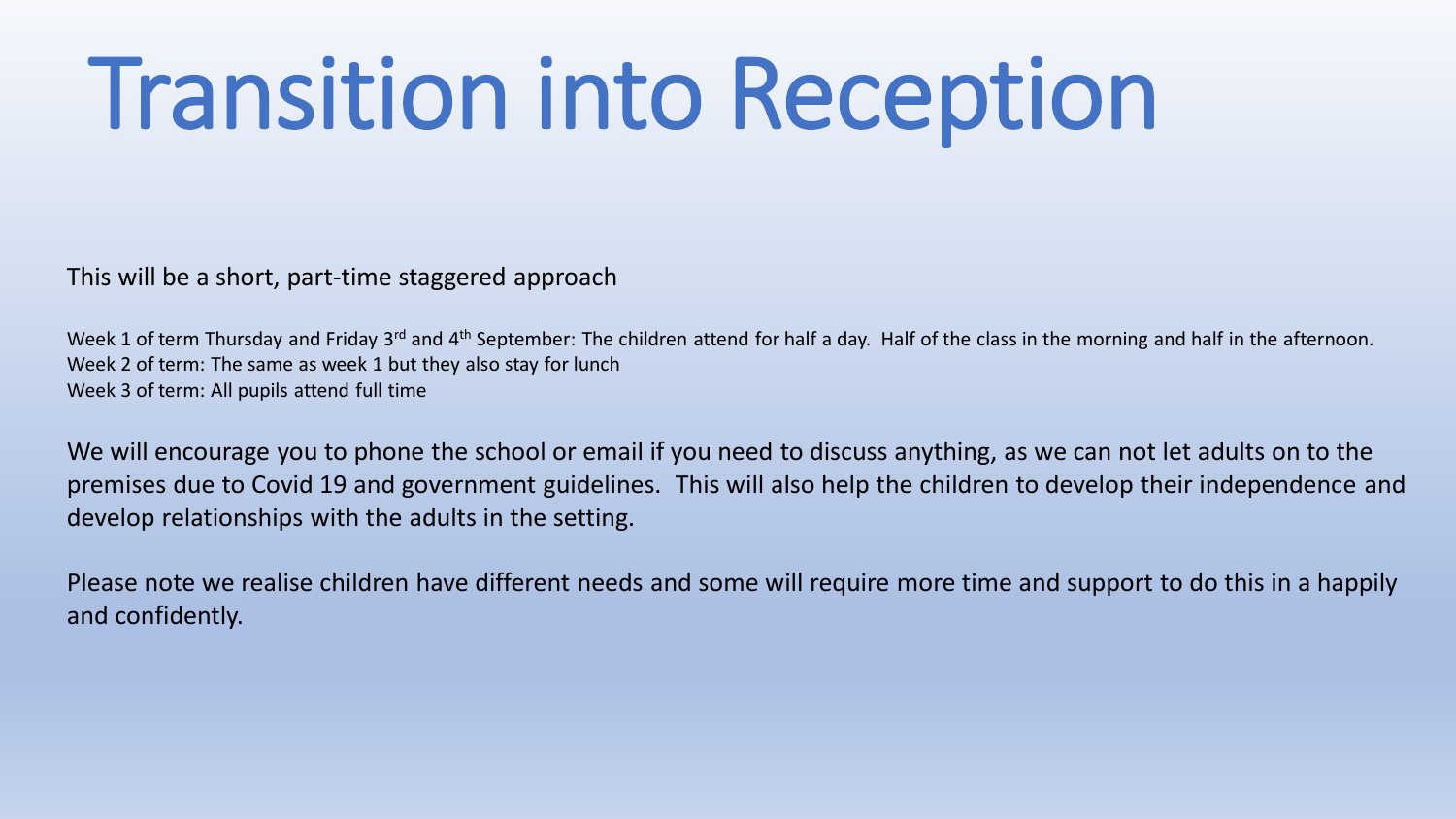# Transition into Reception

This will be a short, part-time staggered approach

Week 1 of term Thursday and Friday 3rd and 4th September: The children attend for half a day. Half of the class in the morning and half in the afternoon.
Week 2 of term: The same as week 1 but they also stay for lunch
Week 3 of term: All pupils attend full time

We will encourage you to phone the school or email if you need to discuss anything, as we can not let adults on to the premises due to Covid 19 and government guidelines. This will also help the children to develop their independence and develop relationships with the adults in the setting.

Please note we realise children have different needs and some will require more time and support to do this in a happily and confidently.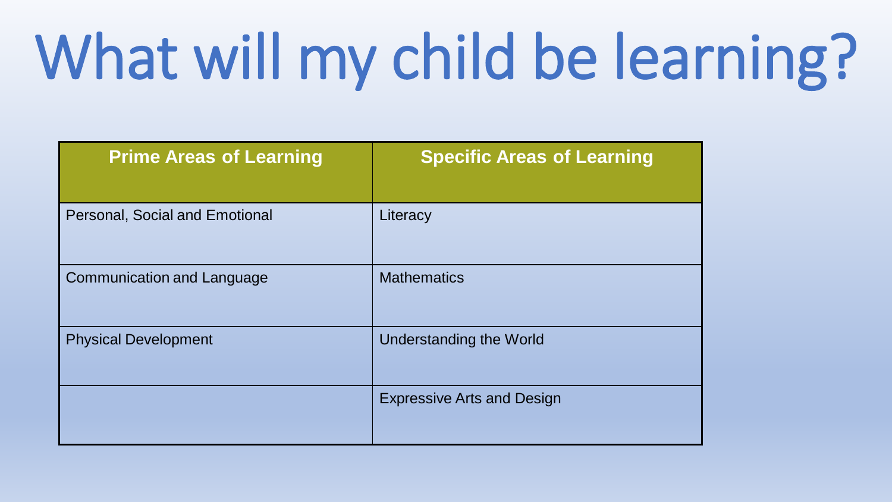# What will my child be learning?

| Prime Areas of Learning | Specific Areas of Learning |
| --- | --- |
| Personal, Social and Emotional | Literacy |
| Communication and Language | Mathematics |
| Physical Development | Understanding the World |
| | Expressive Arts and Design |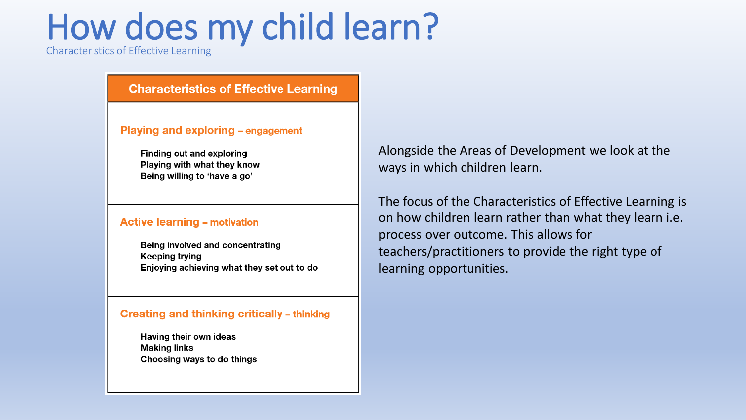# How does my child learn?

Characteristics of Effective Learning

## Characteristics of Effective Learning

### Playing and exploring – engagement

Finding out and exploring
Playing with what they know
Being willing to 'have a go'

### Active learning – motivation

Being involved and concentrating
Keeping trying
Enjoying achieving what they set out to do

### Creating and thinking critically – thinking

Having their own ideas
Making links
Choosing ways to do things

Alongside the Areas of Development we look at the ways in which children learn.

The focus of the Characteristics of Effective Learning is on how children learn rather than what they learn i.e. process over outcome. This allows for teachers/practitioners to provide the right type of learning opportunities.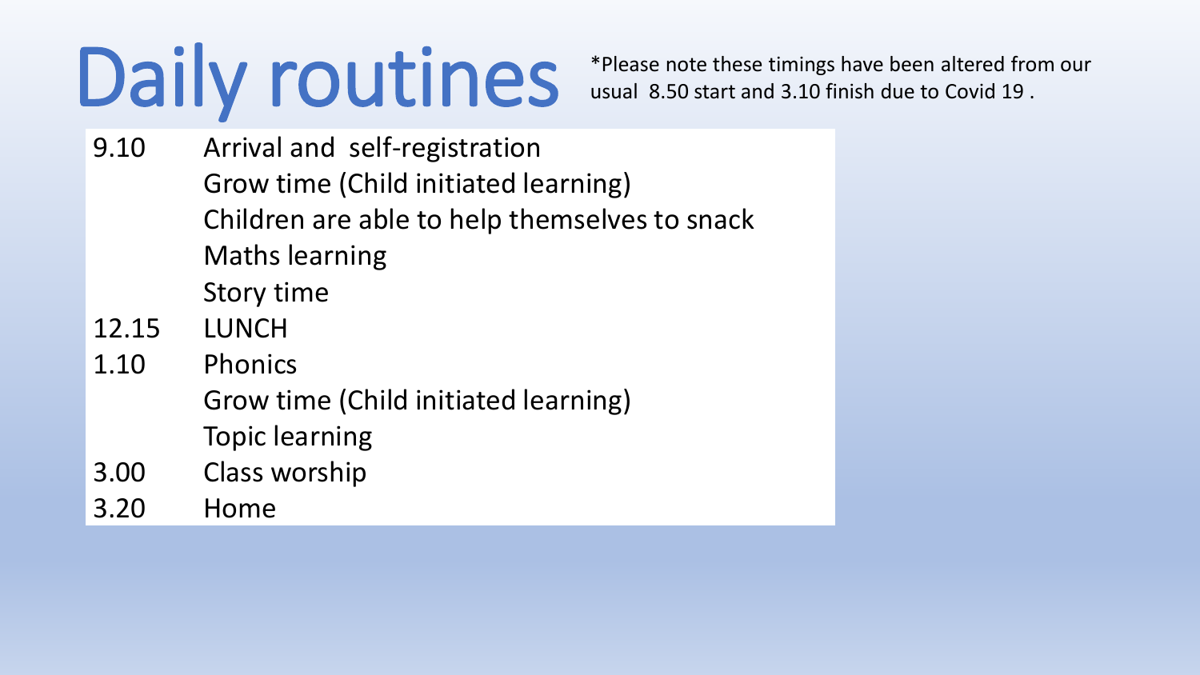# Daily routines

*Please note these timings have been altered from our usual 8.50 start and 3.10 finish due to Covid 19 .

| | |
|---|---|
| 9.10 | Arrival and self-registration |
| | Grow time (Child initiated learning) |
| | Children are able to help themselves to snack |
| | Maths learning |
| | Story time |
| 12.15 | LUNCH |
| 1.10 | Phonics |
| | Grow time (Child initiated learning) |
| | Topic learning |
| 3.00 | Class worship |
| 3.20 | Home |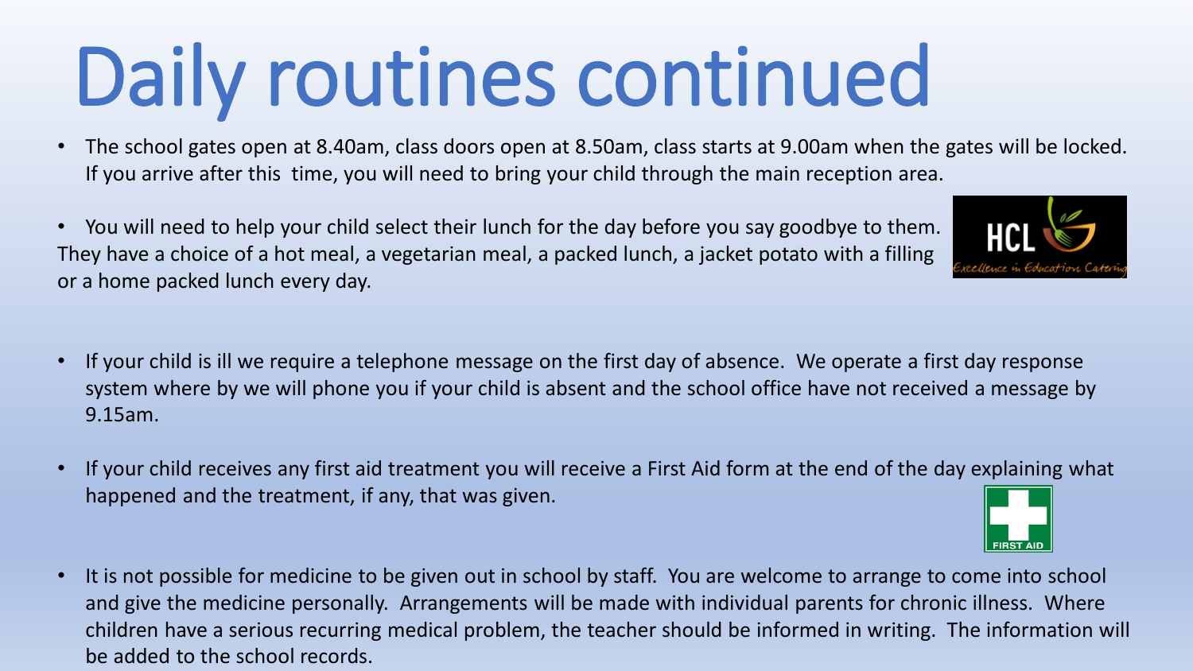# Daily routines continued

- The school gates open at 8.40am, class doors open at 8.50am, class starts at 9.00am when the gates will be locked. If you arrive after this time, you will need to bring your child through the main reception area.
- You will need to help your child select their lunch for the day before you say goodbye to them. They have a choice of a hot meal, a vegetarian meal, a packed lunch, a jacket potato with a filling or a home packed lunch every day.
- If your child is ill we require a telephone message on the first day of absence. We operate a first day response system where by we will phone you if your child is absent and the school office have not received a message by 9.15am.
- If your child receives any first aid treatment you will receive a First Aid form at the end of the day explaining what happened and the treatment, if any, that was given.
- It is not possible for medicine to be given out in school by staff. You are welcome to arrange to come into school and give the medicine personally. Arrangements will be made with individual parents for chronic illness. Where children have a serious recurring medical problem, the teacher should be informed in writing. The information will be added to the school records.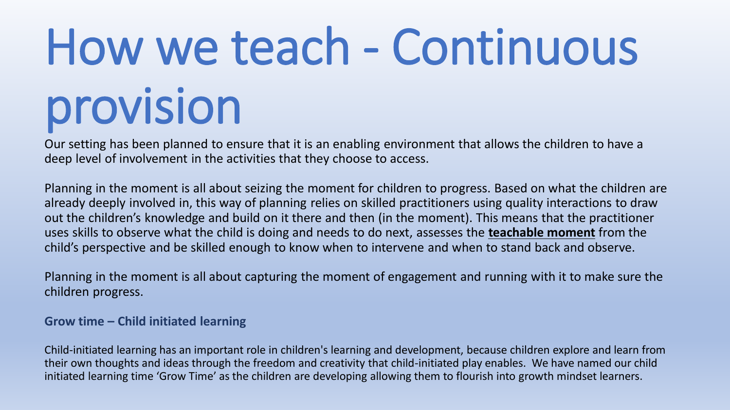# How we teach - Continuous provision

Our setting has been planned to ensure that it is an enabling environment that allows the children to have a deep level of involvement in the activities that they choose to access.

Planning in the moment is all about seizing the moment for children to progress. Based on what the children are already deeply involved in, this way of planning relies on skilled practitioners using quality interactions to draw out the children's knowledge and build on it there and then (in the moment). This means that the practitioner uses skills to observe what the child is doing and needs to do next, assesses the **teachable moment** from the child's perspective and be skilled enough to know when to intervene and when to stand back and observe.

Planning in the moment is all about capturing the moment of engagement and running with it to make sure the children progress.

### Grow time – Child initiated learning

Child-initiated learning has an important role in children's learning and development, because children explore and learn from their own thoughts and ideas through the freedom and creativity that child-initiated play enables. We have named our child initiated learning time 'Grow Time' as the children are developing allowing them to flourish into growth mindset learners.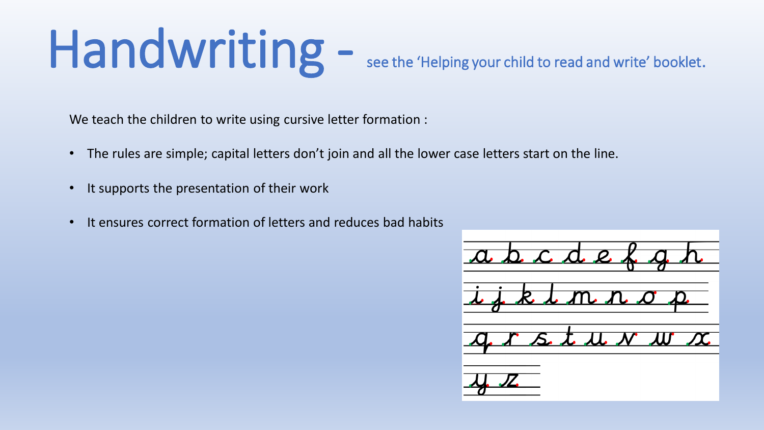# Handwriting - see the 'Helping your child to read and write' booklet.

We teach the children to write using cursive letter formation :

- The rules are simple; capital letters don't join and all the lower case letters start on the line.
- It supports the presentation of their work
- It ensures correct formation of letters and reduces bad habits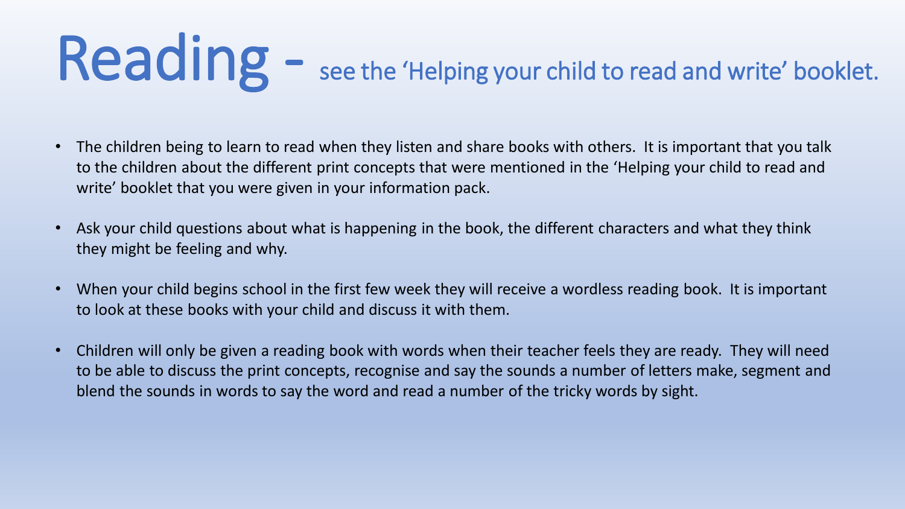# Reading - see the ‘Helping your child to read and write’ booklet.

- The children being to learn to read when they listen and share books with others. It is important that you talk to the children about the different print concepts that were mentioned in the ‘Helping your child to read and write’ booklet that you were given in your information pack.
- Ask your child questions about what is happening in the book, the different characters and what they think they might be feeling and why.
- When your child begins school in the first few week they will receive a wordless reading book. It is important to look at these books with your child and discuss it with them.
- Children will only be given a reading book with words when their teacher feels they are ready. They will need to be able to discuss the print concepts, recognise and say the sounds a number of letters make, segment and blend the sounds in words to say the word and read a number of the tricky words by sight.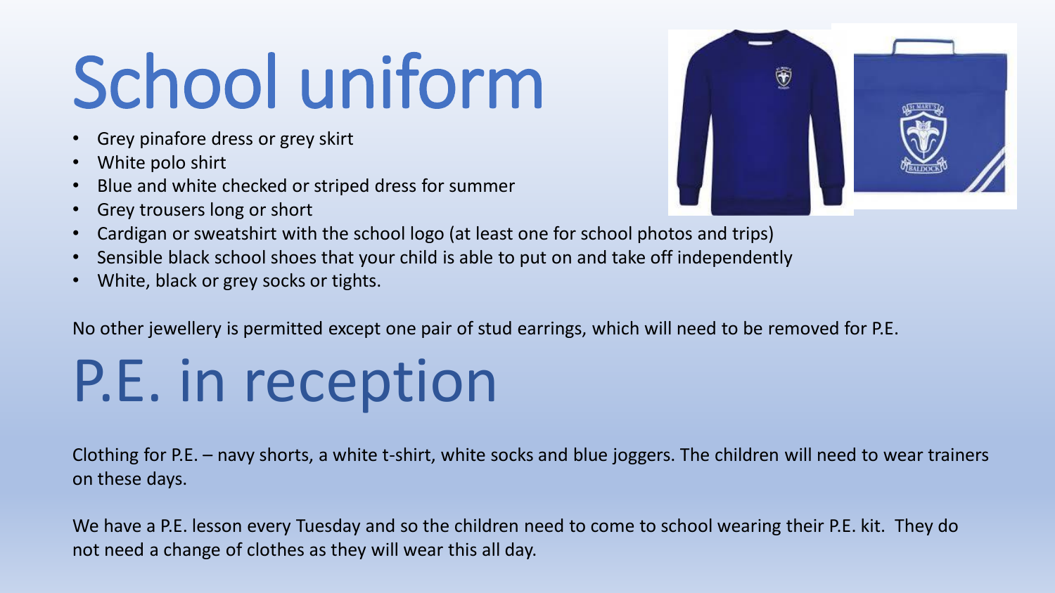# School uniform

- Grey pinafore dress or grey skirt
- White polo shirt
- Blue and white checked or striped dress for summer
- Grey trousers long or short
- Cardigan or sweatshirt with the school logo (at least one for school photos and trips)
- Sensible black school shoes that your child is able to put on and take off independently
- White, black or grey socks or tights.

No other jewellery is permitted except one pair of stud earrings, which will need to be removed for P.E.

# P.E. in reception

Clothing for P.E. – navy shorts, a white t-shirt, white socks and blue joggers. The children will need to wear trainers on these days.

We have a P.E. lesson every Tuesday and so the children need to come to school wearing their P.E. kit. They do not need a change of clothes as they will wear this all day.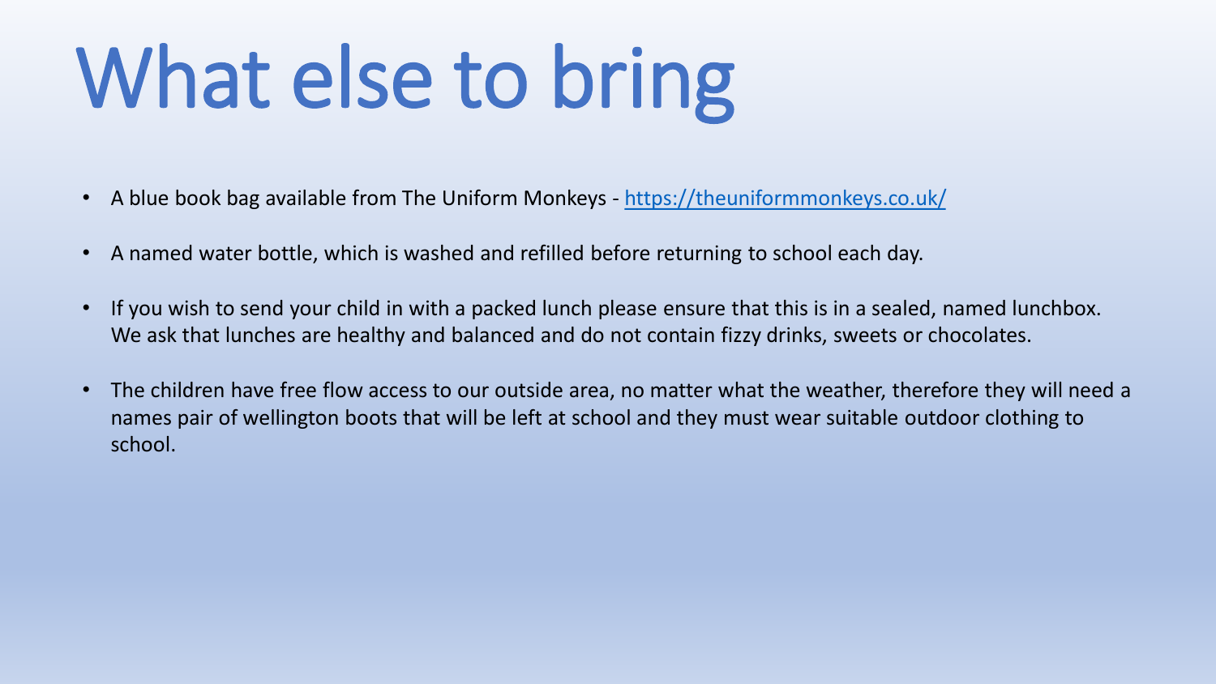# What else to bring

- A blue book bag available from The Uniform Monkeys - [https://theuniformmonkeys.co.uk/](https://theuniformmonkeys.co.uk/)
- A named water bottle, which is washed and refilled before returning to school each day.
- If you wish to send your child in with a packed lunch please ensure that this is in a sealed, named lunchbox. We ask that lunches are healthy and balanced and do not contain fizzy drinks, sweets or chocolates.
- The children have free flow access to our outside area, no matter what the weather, therefore they will need a names pair of wellington boots that will be left at school and they must wear suitable outdoor clothing to school.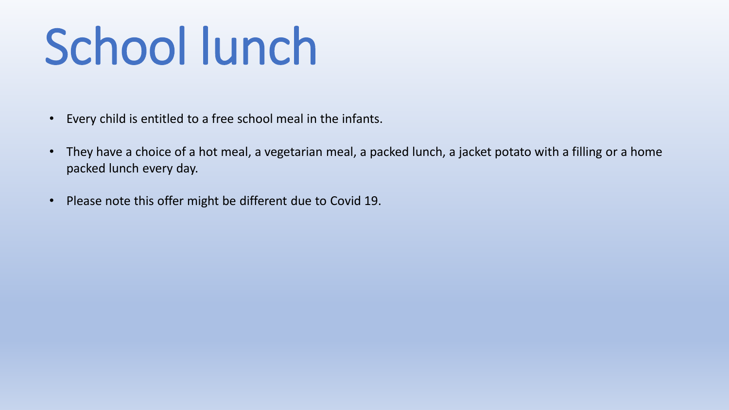# School lunch

- Every child is entitled to a free school meal in the infants.
- They have a choice of a hot meal, a vegetarian meal, a packed lunch, a jacket potato with a filling or a home packed lunch every day.
- Please note this offer might be different due to Covid 19.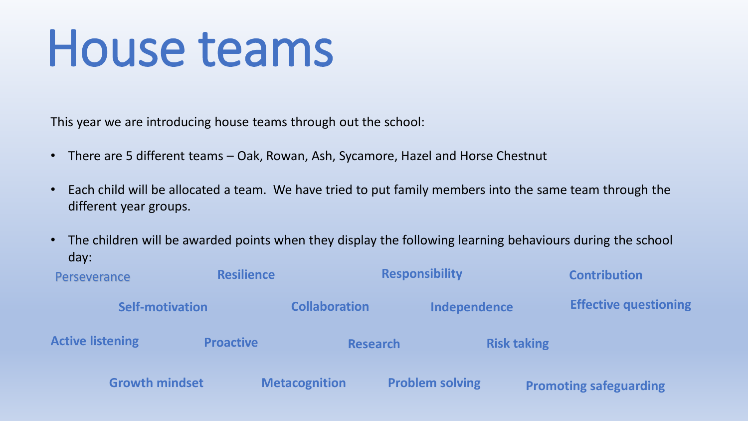# House teams

This year we are introducing house teams through out the school:

- There are 5 different teams – Oak, Rowan, Ash, Sycamore, Hazel and Horse Chestnut
- Each child will be allocated a team. We have tried to put family members into the same team through the different year groups.
- The children will be awarded points when they display the following learning behaviours during the school day:

Perseverance **Resilience** **Responsibility** **Contribution**

**Self-motivation** **Collaboration** **Independence** **Effective questioning**

**Active listening** **Proactive** **Research** **Risk taking**

**Growth mindset** **Metacognition** **Problem solving** **Promoting safeguarding**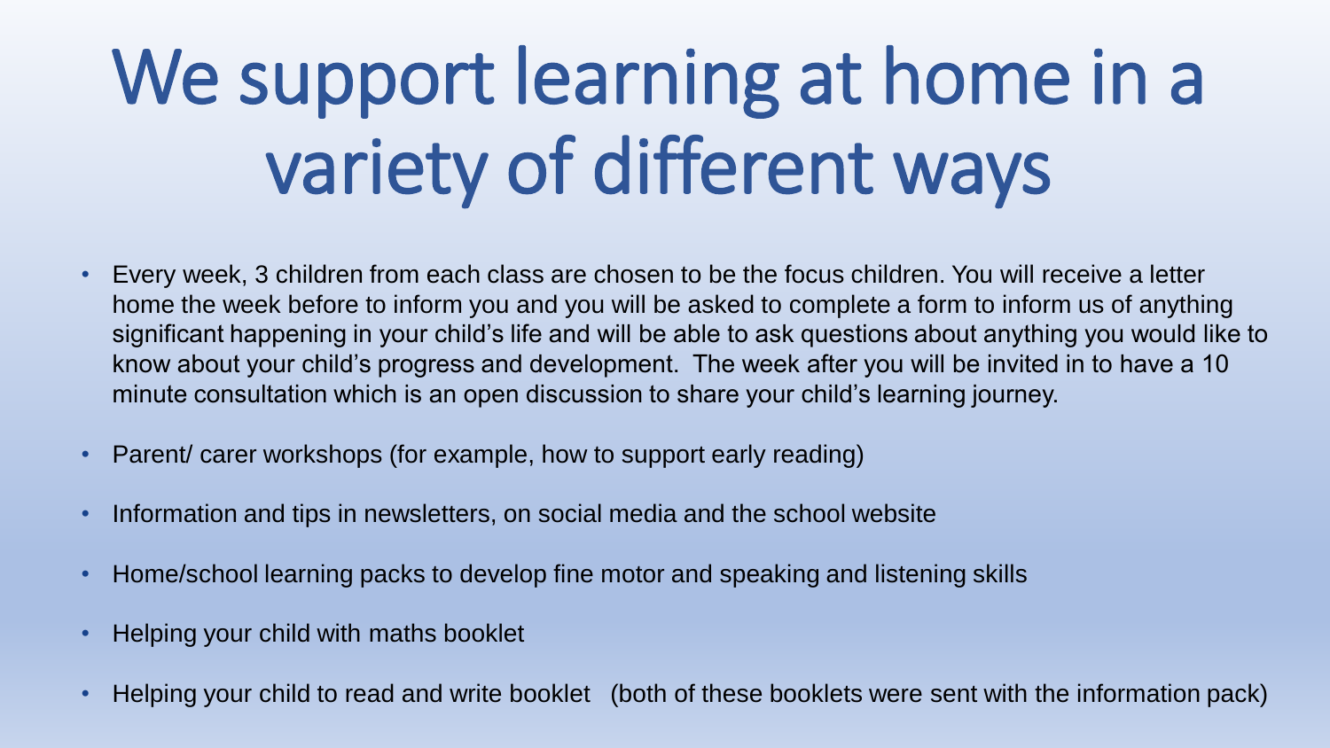# We support learning at home in a variety of different ways

- Every week, 3 children from each class are chosen to be the focus children. You will receive a letter home the week before to inform you and you will be asked to complete a form to inform us of anything significant happening in your child's life and will be able to ask questions about anything you would like to know about your child's progress and development. The week after you will be invited in to have a 10 minute consultation which is an open discussion to share your child's learning journey.
- Parent/ carer workshops (for example, how to support early reading)
- Information and tips in newsletters, on social media and the school website
- Home/school learning packs to develop fine motor and speaking and listening skills
- Helping your child with maths booklet
- Helping your child to read and write booklet (both of these booklets were sent with the information pack)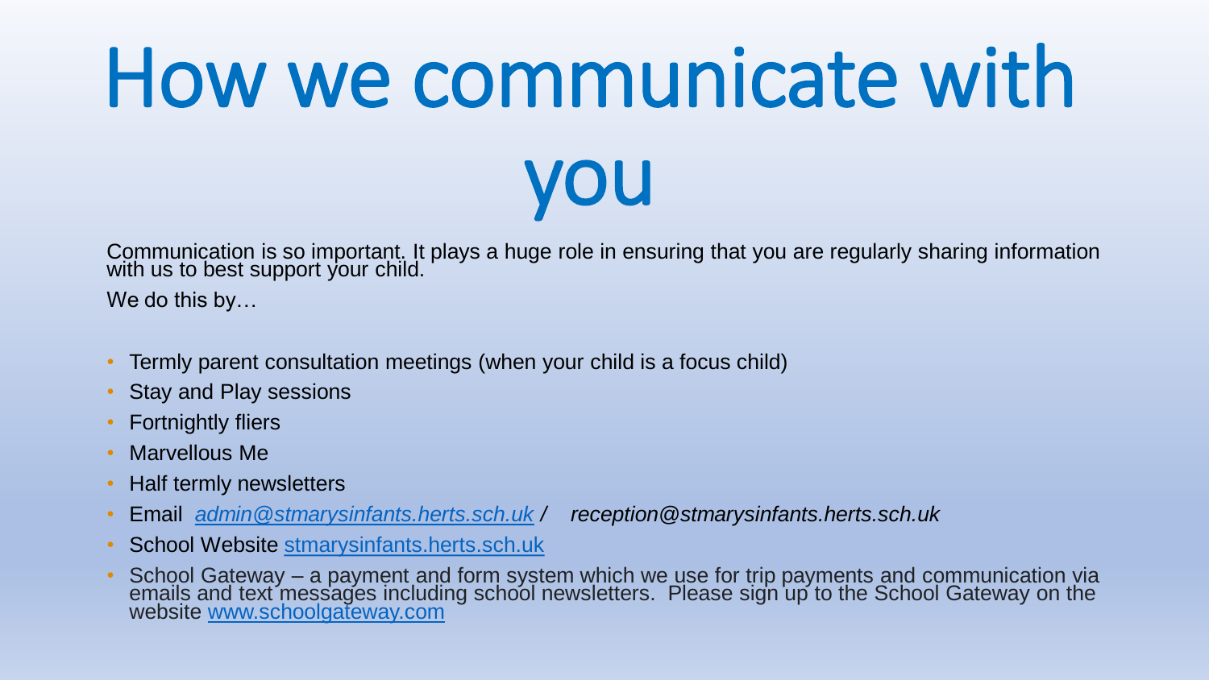# How we communicate with you

Communication is so important. It plays a huge role in ensuring that you are regularly sharing information with us to best support your child.

We do this by…

- Termly parent consultation meetings (when your child is a focus child)
- Stay and Play sessions
- Fortnightly fliers
- Marvellous Me
- Half termly newsletters
- Email *admin@stmarysinfants.herts.sch.uk / reception@stmarysinfants.herts.sch.uk*
- School Website stmarysinfants.herts.sch.uk
- School Gateway – a payment and form system which we use for trip payments and communication via emails and text messages including school newsletters. Please sign up to the School Gateway on the website www.schoolgateway.com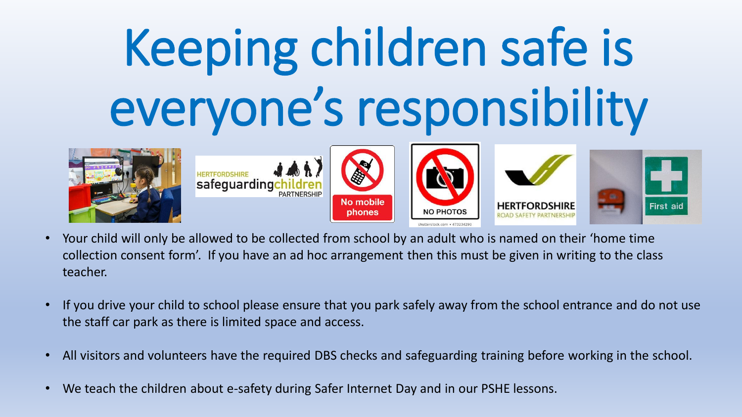# Keeping children safe is everyone's responsibility

- Your child will only be allowed to be collected from school by an adult who is named on their 'home time collection consent form'. If you have an ad hoc arrangement then this must be given in writing to the class teacher.
- If you drive your child to school please ensure that you park safely away from the school entrance and do not use the staff car park as there is limited space and access.
- All visitors and volunteers have the required DBS checks and safeguarding training before working in the school.
- We teach the children about e-safety during Safer Internet Day and in our PSHE lessons.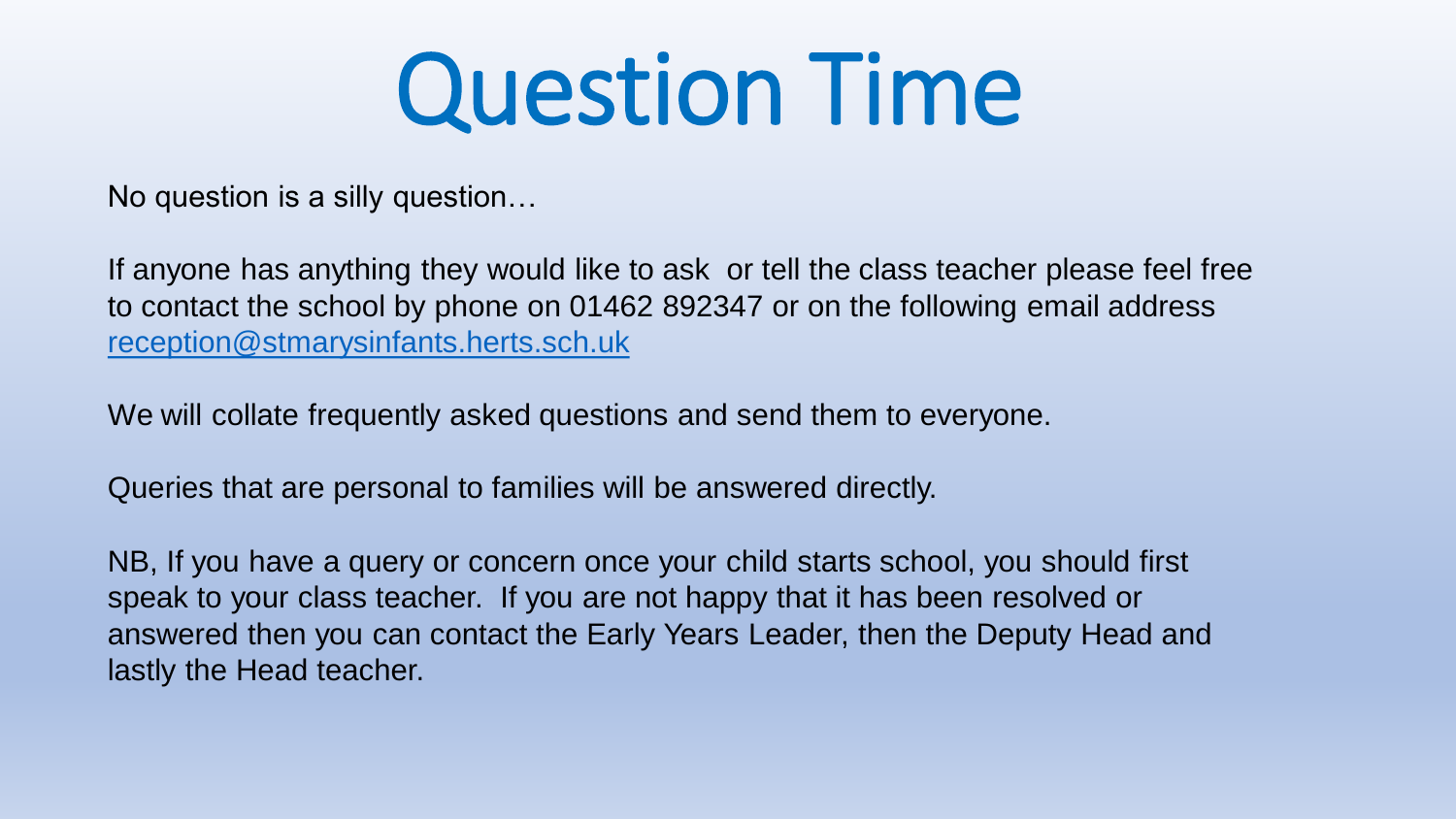# Question Time

No question is a silly question…

If anyone has anything they would like to ask  or tell the class teacher please feel free to contact the school by phone on 01462 892347 or on the following email address [reception@stmarysinfants.herts.sch.uk](mailto:reception@stmarysinfants.herts.sch.uk)

We will collate frequently asked questions and send them to everyone.

Queries that are personal to families will be answered directly.

NB, If you have a query or concern once your child starts school, you should first speak to your class teacher.  If you are not happy that it has been resolved or answered then you can contact the Early Years Leader, then the Deputy Head and lastly the Head teacher.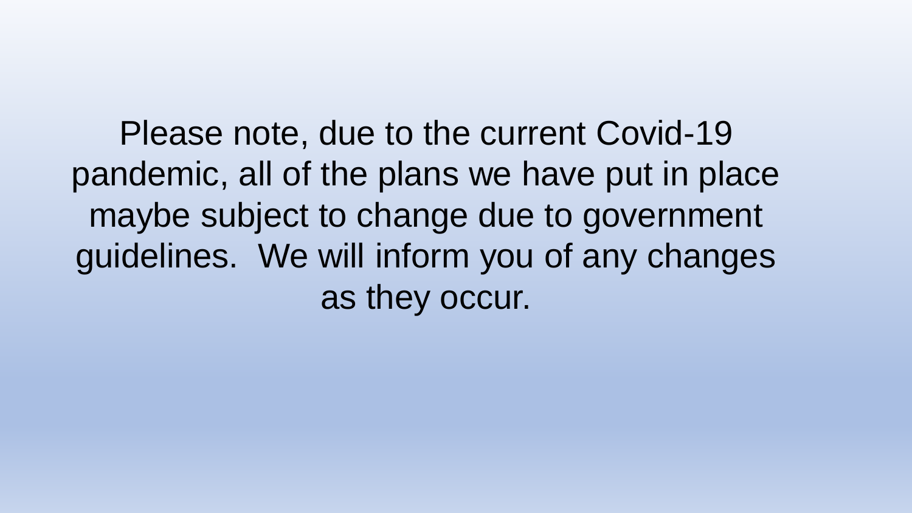Please note, due to the current Covid-19 pandemic, all of the plans we have put in place maybe subject to change due to government guidelines. We will inform you of any changes as they occur.